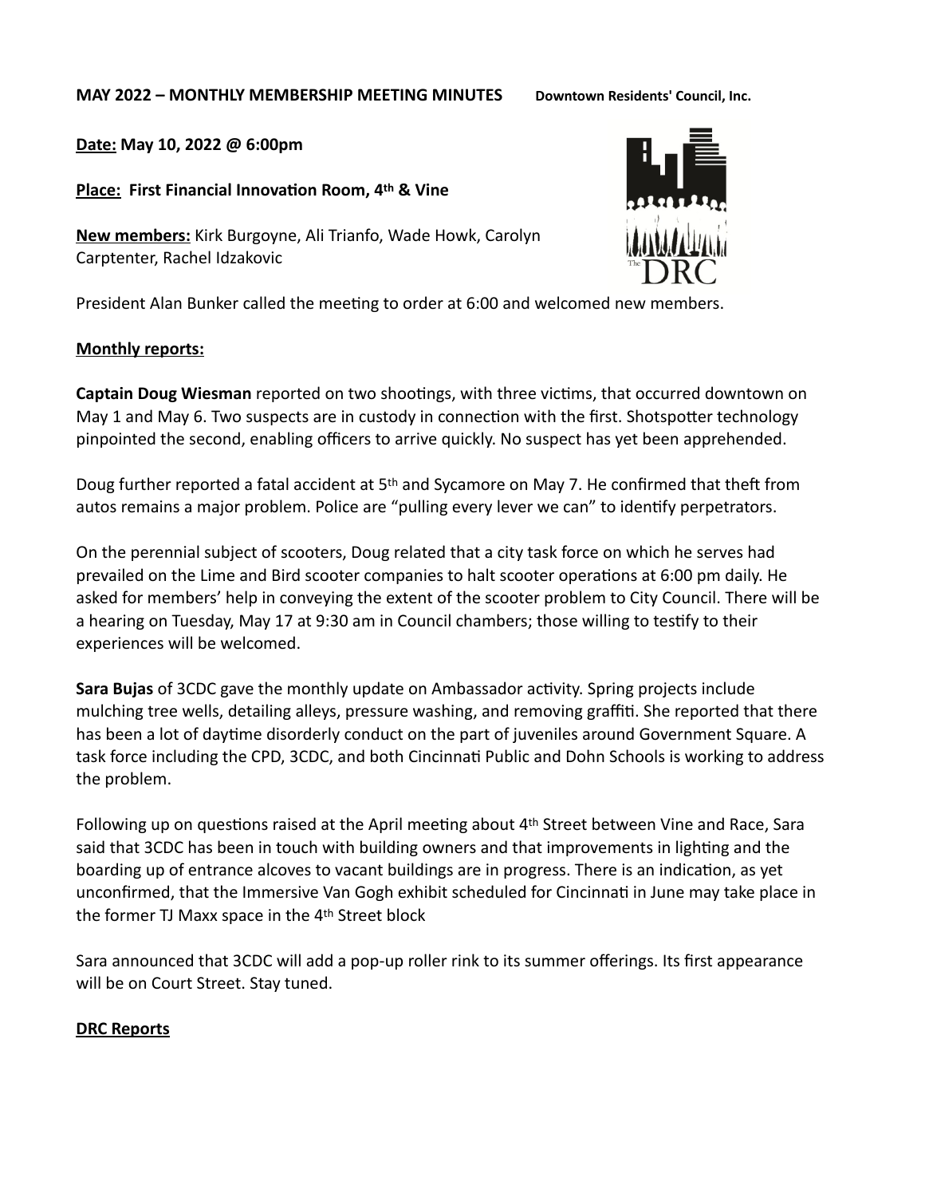**MAY 2022 – MONTHLY MEMBERSHIP MEETING MINUTES** **Downtown Residents' Council, Inc.**

**Date: May 10, 2022 @ 6:00pm**

**Place: First Financial Innovation Room, 4th & Vine**

**New members:** Kirk Burgoyne, Ali Trianfo, Wade Howk, Carolyn Carptenter, Rachel Idzakovic

President Alan Bunker called the meeting to order at 6:00 and welcomed new members.

**Monthly reports:**

**Captain Doug Wiesman** reported on two shootings, with three victims, that occurred downtown on May 1 and May 6. Two suspects are in custody in connection with the first. Shotspotter technology pinpointed the second, enabling officers to arrive quickly. No suspect has yet been apprehended.

Doug further reported a fatal accident at 5th and Sycamore on May 7. He confirmed that theft from autos remains a major problem. Police are "pulling every lever we can" to identify perpetrators.

On the perennial subject of scooters, Doug related that a city task force on which he serves had prevailed on the Lime and Bird scooter companies to halt scooter operations at 6:00 pm daily. He asked for members' help in conveying the extent of the scooter problem to City Council. There will be a hearing on Tuesday, May 17 at 9:30 am in Council chambers; those willing to testify to their experiences will be welcomed.

**Sara Bujas** of 3CDC gave the monthly update on Ambassador activity. Spring projects include mulching tree wells, detailing alleys, pressure washing, and removing graffiti. She reported that there has been a lot of daytime disorderly conduct on the part of juveniles around Government Square. A task force including the CPD, 3CDC, and both Cincinnati Public and Dohn Schools is working to address the problem.

Following up on questions raised at the April meeting about 4th Street between Vine and Race, Sara said that 3CDC has been in touch with building owners and that improvements in lighting and the boarding up of entrance alcoves to vacant buildings are in progress. There is an indication, as yet unconfirmed, that the Immersive Van Gogh exhibit scheduled for Cincinnati in June may take place in the former TJ Maxx space in the 4th Street block

Sara announced that 3CDC will add a pop-up roller rink to its summer offerings. Its first appearance will be on Court Street. Stay tuned.

**DRC Reports**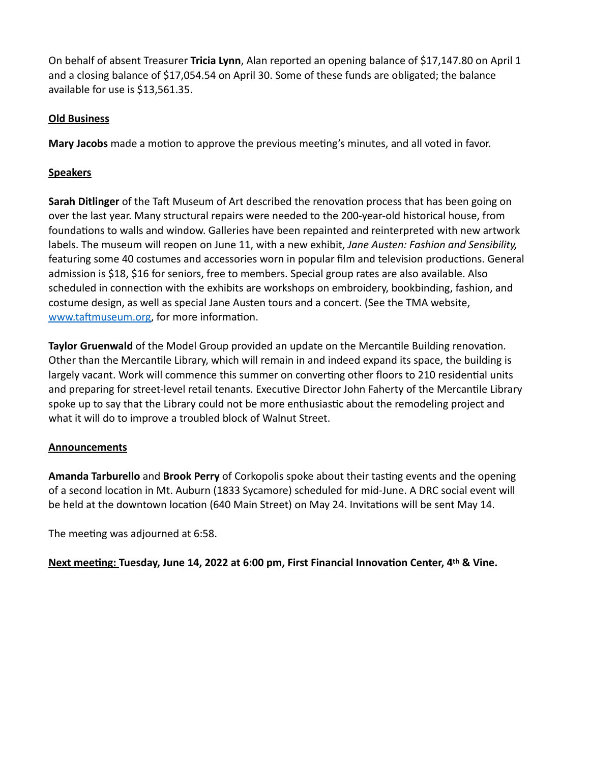On behalf of absent Treasurer **Tricia Lynn**, Alan reported an opening balance of $17,147.80 on April 1 and a closing balance of $17,054.54 on April 30. Some of these funds are obligated; the balance available for use is $13,561.35.

## Old Business

**Mary Jacobs** made a motion to approve the previous meeting's minutes, and all voted in favor.

## Speakers

**Sarah Ditlinger** of the Taft Museum of Art described the renovation process that has been going on over the last year. Many structural repairs were needed to the 200-year-old historical house, from foundations to walls and window. Galleries have been repainted and reinterpreted with new artwork labels. The museum will reopen on June 11, with a new exhibit, *Jane Austen: Fashion and Sensibility,* featuring some 40 costumes and accessories worn in popular film and television productions. General admission is $18, $16 for seniors, free to members. Special group rates are also available. Also scheduled in connection with the exhibits are workshops on embroidery, bookbinding, fashion, and costume design, as well as special Jane Austen tours and a concert. (See the TMA website, [www.taftmuseum.org](http://www.taftmuseum.org), for more information.

**Taylor Gruenwald** of the Model Group provided an update on the Mercantile Building renovation. Other than the Mercantile Library, which will remain in and indeed expand its space, the building is largely vacant. Work will commence this summer on converting other floors to 210 residential units and preparing for street-level retail tenants. Executive Director John Faherty of the Mercantile Library spoke up to say that the Library could not be more enthusiastic about the remodeling project and what it will do to improve a troubled block of Walnut Street.

## Announcements

**Amanda Tarburello** and **Brook Perry** of Corkopolis spoke about their tasting events and the opening of a second location in Mt. Auburn (1833 Sycamore) scheduled for mid-June. A DRC social event will be held at the downtown location (640 Main Street) on May 24. Invitations will be sent May 14.

The meeting was adjourned at 6:58.

**Next meeting: Tuesday, June 14, 2022 at 6:00 pm, First Financial Innovation Center, 4th & Vine.**